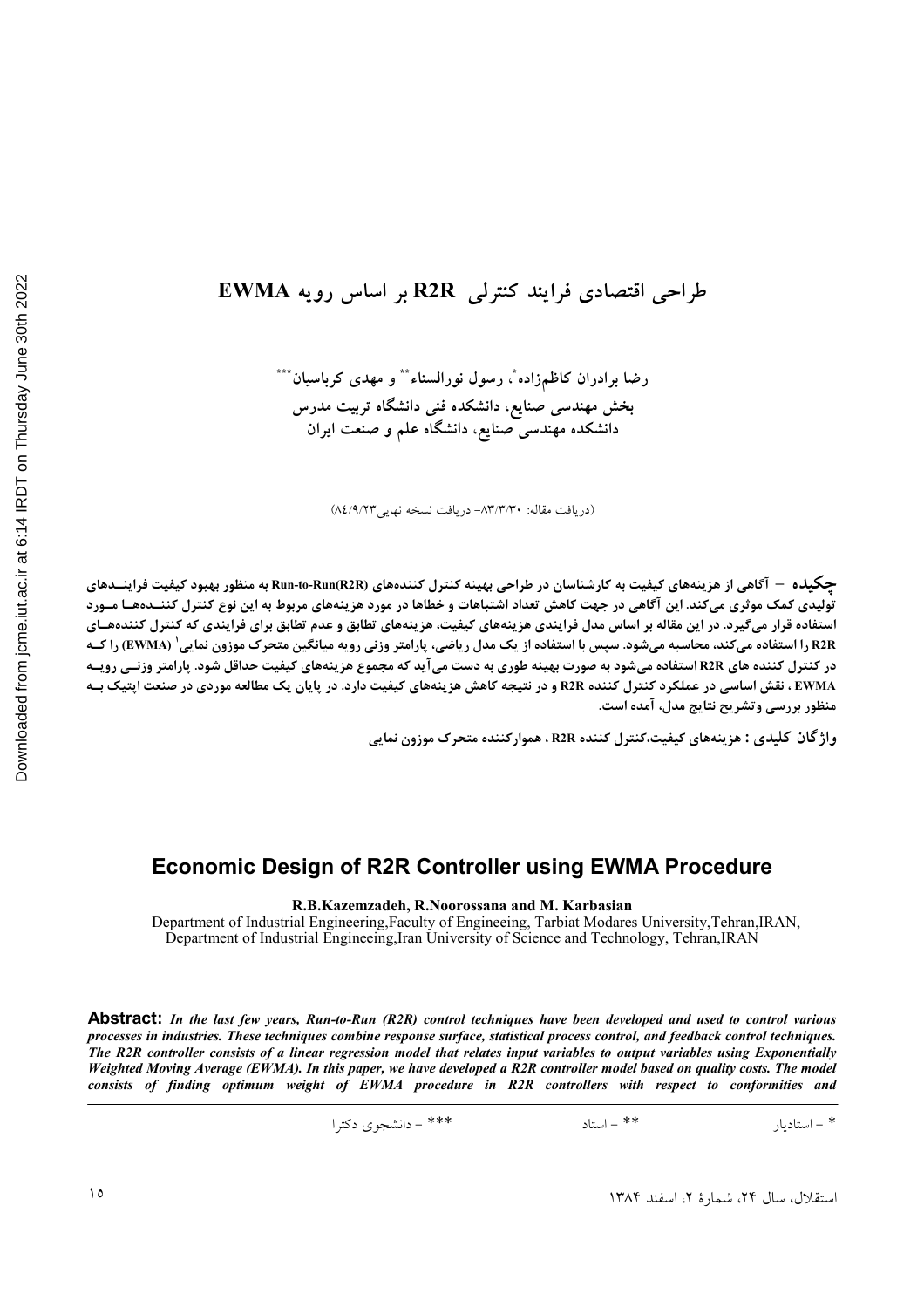# طراحی اقتصادی فرایند کنترلی R2R بر اساس رویه EWMA

رضا برادران کاظم‌زاده*، رسول نورالسناء** و مهدی کرباسیان***
بخش مهندسی صنایع، دانشکده فنی دانشگاه تربیت مدرس
دانشکده مهندسی صنایع، دانشگاه علم و صنعت ایران

(دریافت مقاله: ۸۳/۳/۳۰– دریافت نسخه نهایی ۸٤/۹/۲۳)

**چکیده** – آگاهی از هزینه‌های کیفیت به کارشناسان در طراحی بهینه کنترل کننده‌های Run-to-Run(R2R) به منظور بهبود کیفیت فرایندهای تولیدی کمک موثری می‌کند. این آگاهی در جهت کاهش تعداد اشتباهات و خطاها در مورد هزینه‌های مربوط به این نوع کنترل کننده‌ها مورد استفاده قرار می‌گیرد. در این مقاله بر اساس مدل فرایندی هزینه‌های کیفیت، هزینه‌های تطابق و عدم تطابق برای فرایندی که کنترل کننده‌های R2R را استفاده می‌کند، محاسبه می‌شود. سپس با استفاده از یک مدل ریاضی، پارامتر وزنی رویه میانگین متحرک موزون نمایی[1] (EWMA) را که در کنترل کننده های R2R استفاده می‌شود به صورت بهینه طوری به دست می‌آید که مجموع هزینه‌های کیفیت حداقل شود. پارامتر وزنی رویه EWMA ، نقش اساسی در عملکرد کنترل کننده R2R و در نتیجه کاهش هزینه‌های کیفیت دارد. در پایان یک مطالعه موردی در صنعت اپتیک به منظور بررسی وتشریح نتایج مدل، آمده است.

**واژگان کلیدی :** هزینه‌های کیفیت،کنترل کننده R2R ، هموارکننده متحرک موزون نمایی

## Economic Design of R2R Controller using EWMA Procedure

**R.B.Kazemzadeh, R.Noorossana and M. Karbasian**

Department of Industrial Engineering,Faculty of Engineeing, Tarbiat Modares University,Tehran,IRAN,
Department of Industrial Engineering,Iran University of Science and Technology, Tehran,IRAN

**Abstract:** ***In the last few years, Run-to-Run (R2R) control techniques have been developed and used to control various processes in industries. These techniques combine response surface, statistical process control, and feedback control techniques. The R2R controller consists of a linear regression model that relates input variables to output variables using Exponentially Weighted Moving Average (EWMA). In this paper, we have developed a R2R controller model based on quality costs. The model consists of finding optimum weight of EWMA procedure in R2R controllers with respect to conformities and***

* – استادیار　　　** – استاد　　　*** – دانشجوی دکترا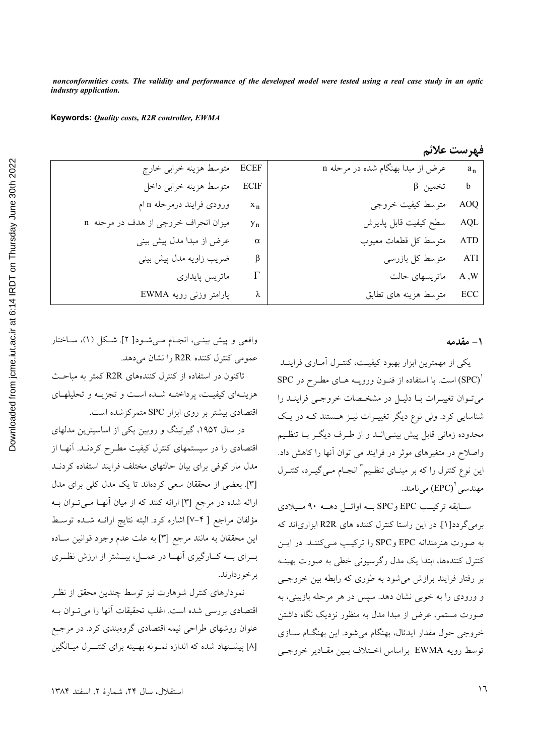*nonconformities costs. The validity and performance of the developed model were tested using a real case study in an optic industry application.*

**Keywords:** *Quality costs, R2R controller, EWMA*

## فهرست علائم

| | | | |
|---|---|---|---|
| $a_n$ | عرض از مبدا بهنگام شده در مرحله n | ECEF | متوسط هزینه خرابی خارج |
| b | تخمین β | ECIF | متوسط هزینه خرابی داخل |
| AOQ | متوسط کیفیت خروجی | $x_n$ | ورودی فرایند درمرحله n ام |
| AQL | سطح کیفیت قابل پذیرش | $y_n$ | میزان انحراف خروجی از هدف در مرحله n |
| ATD | متوسط کل قطعات معیوب | $\alpha$ | عرض از مبدا مدل پیش بینی |
| ATI | متوسط کل بازرسی | $\beta$ | ضریب زاویه مدل پیش بینی |
| A ,W | ماتریسهای حالت | $\Gamma$ | ماتریس پایداری |
| ECC | متوسط هزینه های تطابق | $\lambda$ | پارامتر وزنی رویه EWMA |

## ۱- مقدمه

یکی از مهمترین ابزار بهبود کیفیت، کنترل آماری فرایند (SPC)[1] است. با استفاده از فنون ورویه های مطرح در SPC می‌توان تغییرات با دلیل در مشخصات خروجی فرایند را شناسایی کرد. ولی نوع دیگر تغییرات نیز هستند که در یک محدوده زمانی قابل پیش بینی‌اند و از طرف دیگر با تنظیم واصلاح در متغیرهای موثر در فرایند می توان آنها را کاهش داد. این نوع کنترل را که بر مبنای تنظیم[3] انجام می‌گیرد، کنترل مهندسی (EPC)[4] می‌نامند.

سابقه ترکیب EPC و SPC به اوائل دهه ۹۰ میلادی برمی‌گردد[۱]. در این راستا کنترل کننده های R2R ابزاری‌اند که به صورت هنرمندانه EPC و SPC را ترکیب می‌کنند. در این کنترل کننده‌ها، ابتدا یک مدل رگرسیونی خطی به صورت بهینه بر رفتار فرایند برازش می‌شود به طوری که رابطه بین خروجی و ورودی را به خوبی نشان دهد. سپس در هر مرحله بازبینی، به صورت مستمر، عرض از مبدا مدل به منظور نزدیک نگاه داشتن خروجی حول مقدار ایدئال، بهنگام می‌شود. این بهنگام سازی توسط رویه EWMA براساس اختلاف بین مقادیر خروجی واقعی و پیش بینی، انجام می‌شود[ ۲]. شکل (۱)، ساختار عمومی کنترل کننده R2R را نشان می‌دهد.

تاکنون در استفاده از کنترل کننده‌های R2R کمتر به مباحث هزینه‌ای کیفیت، پرداخته شده است و تجزیه و تحلیلهای اقتصادی بیشتر بر روی ابزار SPC متمرکزشده است.

در سال ۱۹۵۲، گیرتینگ و روبین یکی از اساسیترین مدلهای اقتصادی را در سیستمهای کنترل کیفیت مطرح کردند. آنها از مدل مار کوفی برای بیان حالتهای مختلف فرایند استفاده کردند [۳]. بعضی از محققان سعی کرده‌اند تا یک مدل کلی برای مدل ارائه شده در مرجع [۳] ارائه کنند که از میان آنها می‌توان به مؤلفان مراجع [ ۴-۷] اشاره کرد. البته نتایج ارائه شده توسط این محققان به مانند مرجع [۳] به علت عدم وجود قوانین ساده برای به کارگیری آنها در عمل، بیشتر از ارزش نظری برخوردارند.

نمودارهای کنترل شوهارت نیز توسط چندین محقق از نظر اقتصادی بررسی شده است. اغلب تحقیقات آنها را می‌توان به عنوان روشهای طراحی نیمه اقتصادی گروه‌بندی کرد. در مرجع [۸] پیشنهاد شده که اندازه نمونه بهینه برای کنترل میانگین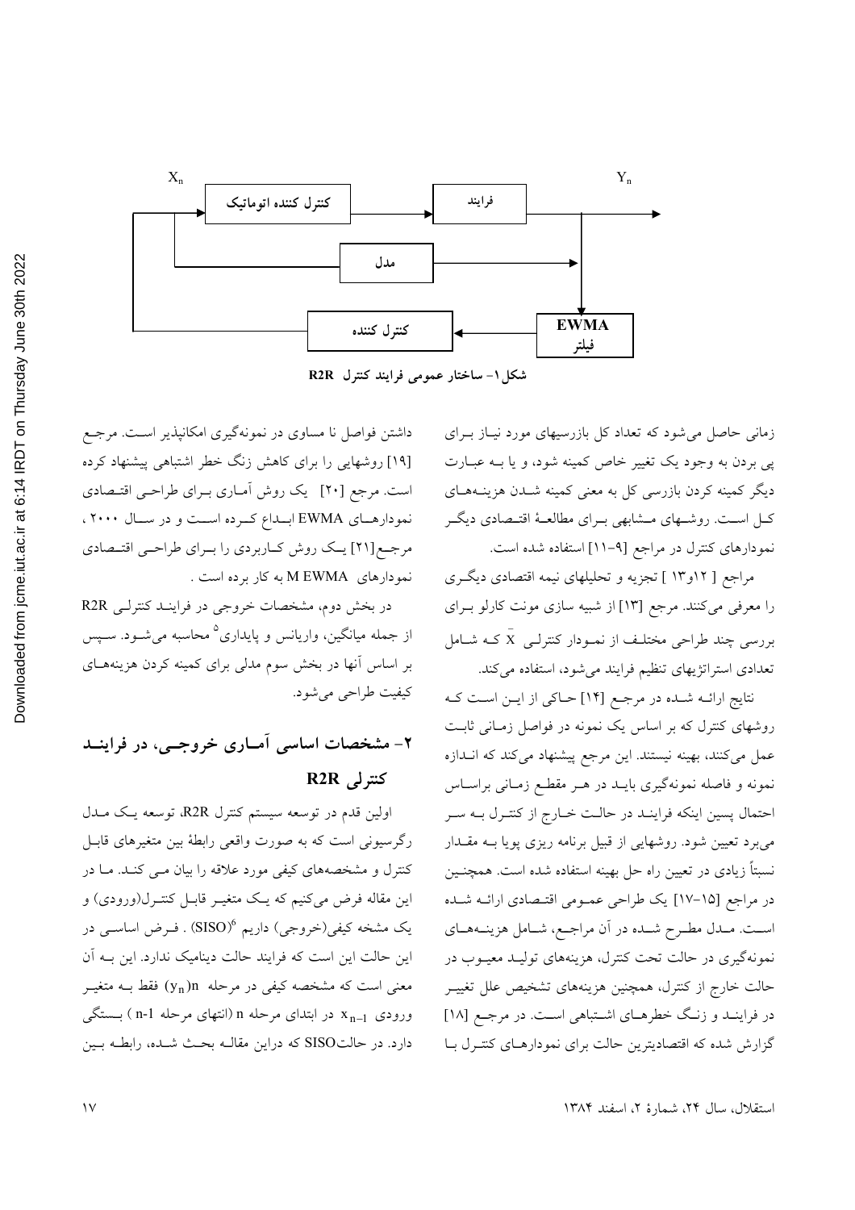$X_n$

کنترل کننده اتوماتیک

فرایند

$Y_n$

مدل

کنترل کننده

EWMA
فیلتر

شکل۱- ساختار عمومی فرایند کنترل R2R

زمانی حاصل می‌شود که تعداد کل بازرسیهای مورد نیاز برای پی بردن به وجود یک تغییر خاص کمینه شود، و یا به عبارت دیگر کمینه کردن بازرسی کل به معنی کمینه شدن هزینه‌های کل است. روشهای مشابهی برای مطالعهٔ اقتصادی دیگر نمودارهای کنترل در مراجع [۹-۱۱] استفاده شده است.

مراجع [ ۱۲و۱۳ ] تجزیه و تحلیلهای نیمه اقتصادی دیگری را معرفی می‌کنند. مرجع [۱۳] از شبیه سازی مونت کارلو برای بررسی چند طراحی مختلف از نمودار کنترلی $\bar{x}$ که شامل تعدادی استراتژیهای تنظیم فرایند می‌شود، استفاده می‌کند.

نتایج ارائه شده در مرجع [۱۴] حاکی از این است که روشهای کنترل که بر اساس یک نمونه در فواصل زمانی ثابت عمل می‌کنند، بهینه نیستند. این مرجع پیشنهاد می‌کند که اندازه نمونه و فاصله نمونه‌گیری باید در هر مقطع زمانی براساس احتمال پسین اینکه فرایند در حالت خارج از کنترل به سر می‌برد تعیین شود. روشهایی از قبیل برنامه ریزی پویا به مقدار نسبتاً زیادی در تعیین راه حل بهینه استفاده شده است. همچنین در مراجع [۱۵-۱۷] یک طراحی عمومی اقتصادی ارائه شده است. مدل مطرح شده در آن مراجع، شامل هزینه‌های نمونه‌گیری در حالت تحت کنترل، هزینه‌های تولید معیوب در حالت خارج از کنترل، همچنین هزینه‌های تشخیص علل تغییر در فرایند و زنگ خطرهای اشتباهی است. در مرجع [۱۸] گزارش شده که اقتصادیترین حالت برای نمودارهای کنترل با داشتن فواصل نا مساوی در نمونه‌گیری امکانپذیر است. مرجع [۱۹] روشهایی را برای کاهش زنگ خطر اشتباهی پیشنهاد کرده است. مرجع [۲۰] یک روش آماری برای طراحی اقتصادی نمودارهای EWMA ابداع کرده است و در سال ۲۰۰۰، مرجع[۲۱] یک روش کاربردی را برای طراحی اقتصادی نمودارهای M EWMA به کار برده است.

در بخش دوم، مشخصات خروجی در فرایند کنترلی R2R از جمله میانگین، واریانس و پایداری[5] محاسبه می‌شود. سپس بر اساس آنها در بخش سوم مدلی برای کمینه کردن هزینه‌های کیفیت طراحی می‌شود.

## ۲- مشخصات اساسی آماری خروجی، در فرایند کنترلی R2R

اولین قدم در توسعه سیستم کنترل R2R، توسعه یک مدل رگرسیونی است که به صورت واقعی رابطهٔ بین متغیرهای قابل کنترل و مشخصه‌های کیفی مورد علاقه را بیان می‌کند. ما در این مقاله فرض می‌کنیم که یک متغیر قابل کنترل(ورودی) و یک مشخه کیفی(خروجی) داریم (SISO)[6]. فرض اساسی در این حالت این است که فرایند حالت دینامیک ندارد. این به آن معنی است که مشخصه کیفی در مرحله $(y_n)n$ فقط به متغیر ورودی $x_{n-1}$ در ابتدای مرحله n (انتهای مرحله n-1 ) بستگی دارد. در حالتSISO که دراین مقاله بحث شده، رابطه بین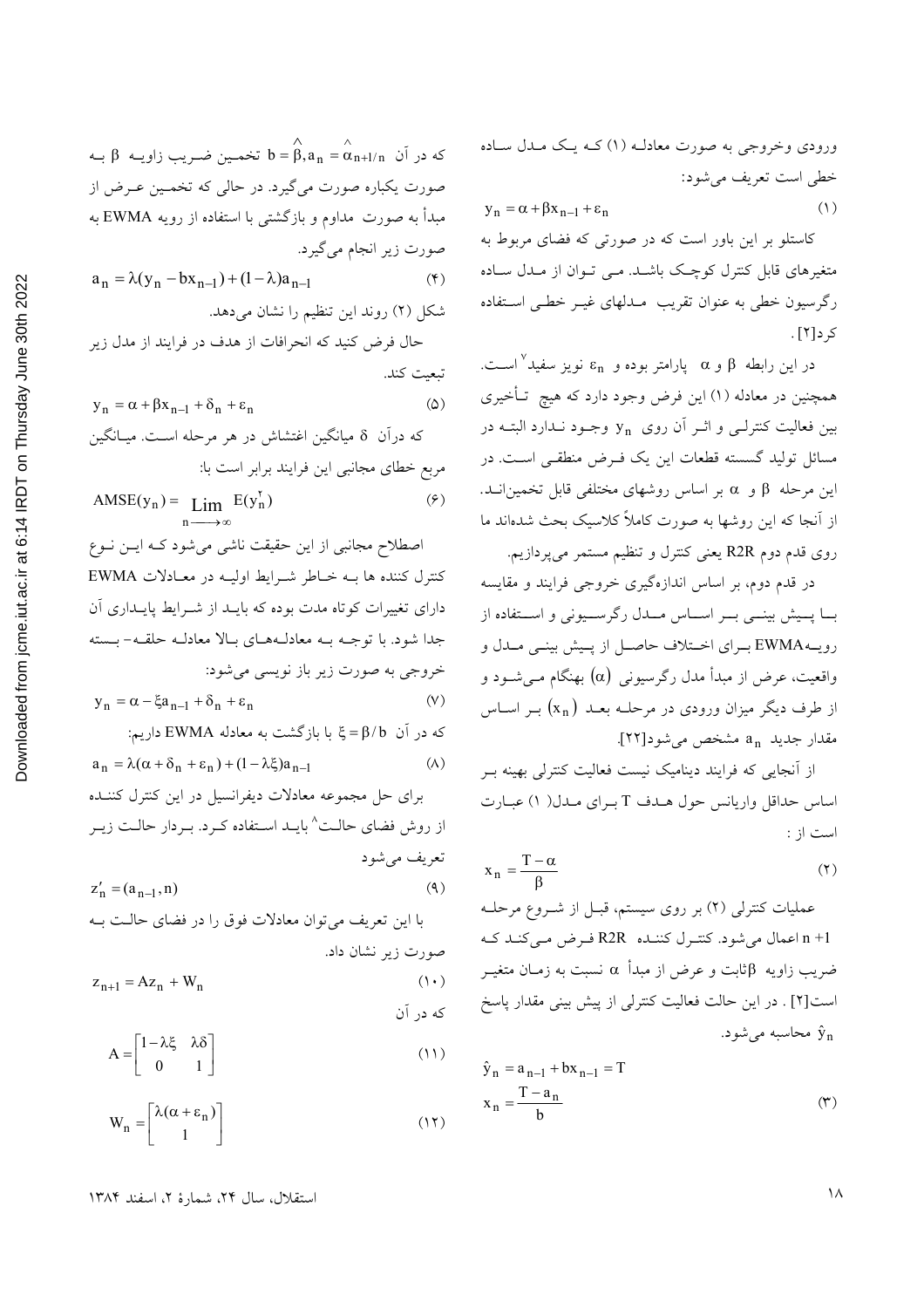ورودی وخروجی به صورت معادله (۱) که یک مدل ساده خطی است تعریف می‌شود:

$$y_n = \alpha + \beta x_{n-1} + \varepsilon_n \tag{۱}$$

کاستلو بر این باور است که در صورتی که فضای مربوط به متغیرهای قابل کنترل کوچک باشد. می توان از مدل ساده رگرسیون خطی به عنوان تقریب مدلهای غیر خطی استفاده کرد[۲].

در این رابطه $\beta$ و $\alpha$ پارامتر بوده و $\varepsilon_n$ نویز سفید[۷] است. همچنین در معادله (۱) این فرض وجود دارد که هیچ تأخیری بین فعالیت کنترلی و اثر آن روی $y_n$ وجود ندارد البته در مسائل تولید گسسته قطعات این یک فرض منطقی است. در این مرحله $\beta$ و $\alpha$ بر اساس روشهای مختلفی قابل تخمین‌اند. از آنجا که این روشها به صورت کاملاً کلاسیک بحث شده‌اند ما روی قدم دوم R2R یعنی کنترل و تنظیم مستمر می‌پردازیم.

در قدم دوم، بر اساس اندازه‌گیری خروجی فرایند و مقایسه با پیش بینی بر اساس مدل رگرسیونی و استفاده از رویه EWMA برای اختلاف حاصل از پیش بینی مدل و واقعیت، عرض از مبدأ مدل رگرسیونی $(\alpha)$ بهنگام می‌شود و از طرف دیگر میزان ورودی در مرحله بعد $(x_n)$ بر اساس مقدار جدید $a_n$ مشخص می‌شود[۲۲].

از آنجایی که فرایند دینامیک نیست فعالیت کنترلی بهینه بر اساس حداقل واریانس حول هدف T برای مدل( ۱) عبارت است از :

$$x_n = \frac{T - \alpha}{\beta} \tag{۲}$$

عملیات کنترلی (۲) بر روی سیستم، قبل از شروع مرحله n +1 اعمال می‌شود. کنترل کننده R2R فرض می‌کند که ضریب زاویه $\beta$ ثابت و عرض از مبدأ $\alpha$ نسبت به زمان متغیر است[۲] . در این حالت فعالیت کنترلی از پیش بینی مقدار پاسخ $\hat{y}_n$ محاسبه می‌شود.

$$\hat{y}_n = a_{n-1} + b x_{n-1} = T$$
$$x_n = \frac{T - a_n}{b} \tag{۳}$$

که در آن $b = \hat{\beta}, a_n = \hat{\alpha}_{n+1/n}$ تخمین ضریب زاویه $\beta$ به صورت یکباره صورت می‌گیرد. در حالی که تخمین عرض از مبدأ به صورت مداوم و بازگشتی با استفاده از رویه EWMA به صورت زیر انجام می‌گیرد.

$$a_n = \lambda(y_n - b x_{n-1}) + (1-\lambda) a_{n-1} \tag{۴}$$

شکل (۲) روند این تنظیم را نشان می‌دهد.

حال فرض کنید که انحرافات از هدف در فرایند از مدل زیر تبعیت کند.

$$y_n = \alpha + \beta x_{n-1} + \delta_n + \varepsilon_n \tag{۵}$$

که درآن $\delta$ میانگین اغتشاش در هر مرحله است. میانگین مربع خطای مجانبی این فرایند برابر است با:

$$\text{AMSE}(y_n) = \lim_{n \to \infty} E(y_n^2) \tag{۶}$$

اصطلاح مجانبی از این حقیقت ناشی می‌شود که این نوع کنترل کننده ها به خاطر شرایط اولیه در معادلات EWMA دارای تغییرات کوتاه مدت بوده که باید از شرایط پایداری آن جدا شود. با توجه به معادله‌های بالا معادله حلقه- بسته خروجی به صورت زیر باز نویسی می‌شود:

$$y_n = \alpha - \xi a_{n-1} + \delta_n + \varepsilon_n \tag{۷}$$

که در آن $\xi = \beta / b$ با بازگشت به معادله EWMA داریم:

$$a_n = \lambda(\alpha + \delta_n + \varepsilon_n) + (1 - \lambda\xi) a_{n-1} \tag{۸}$$

برای حل مجموعه معادلات دیفرانسیل در این کنترل کننده از روش فضای حالت[۸] باید استفاده کرد. بردار حالت زیر تعریف می‌شود

$$z_n' = (a_{n-1}, n) \tag{۹}$$

با این تعریف می‌توان معادلات فوق را در فضای حالت به صورت زیر نشان داد.

$$z_{n+1} = A z_n + W_n \tag{۱۰}$$

که در آن

$$A = \begin{bmatrix} 1-\lambda\xi & \lambda\delta \\ 0 & 1 \end{bmatrix} \tag{۱۱}$$

$$W_n = \begin{bmatrix} \lambda(\alpha + \varepsilon_n) \\ 1 \end{bmatrix} \tag{۱۲}$$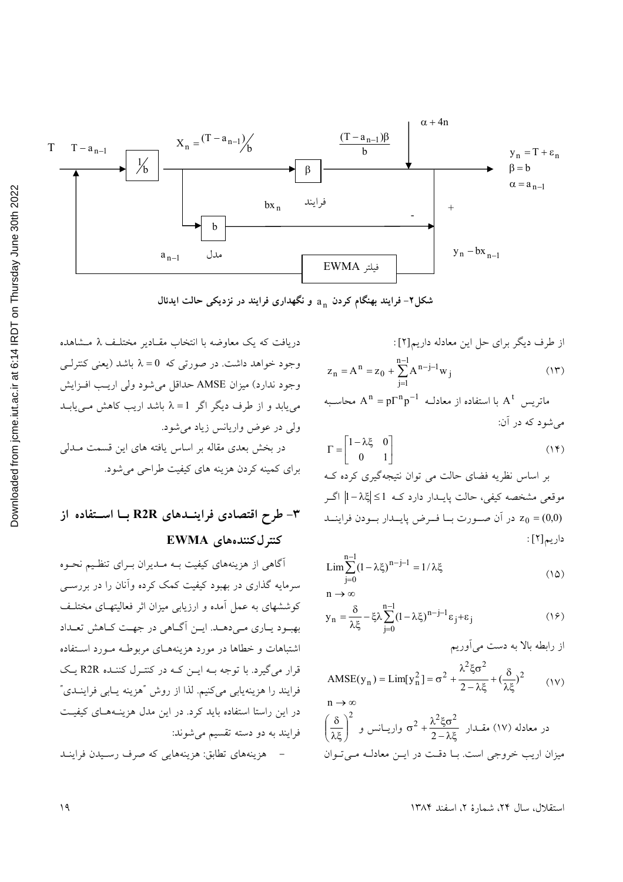T $\quad T - a_{n-1}$

$1/b$

$X_n = (T - a_{n-1})/b$

$\beta$

$\frac{(T - a_{n-1})\beta}{b}$

$\alpha + 4n$

$y_n = T + \varepsilon_n$

$\beta = b$

$\alpha = a_{n-1}$

$bx_n$

فرایند

b

$a_{n-1}$

مدل

فیلتر EWMA

$y_n - bx_{n-1}$

**شکل۲- فرایند بهنگام کردن $a_n$ و نگهداری فرایند در نزدیکی حالت ایدئال**

از طرف دیگر برای حل این معادله داریم[۲] :

$$z_n = A^n = z_0 + \sum_{j=1}^{n-1} A^{n-j-1} w_j \qquad (۱۳)$$

ماتریس $A^t$ با استفاده از معادلـه $A^n = p\Gamma^n p^{-1}$ محاسـبه می‌شود که در آن:

$$\Gamma = \begin{bmatrix} 1-\lambda\xi & 0 \\ 0 & 1 \end{bmatrix} \qquad (۱۴)$$

بر اساس نظریه فضای حالت می توان نتیجه‌گیری کرده کـه موقعی مشخصه کیفی، حالت پایـدار دارد کـه $|1-\lambda\xi| \leq 1$ اگـر $z_0 = (0,0)$ در آن صـورت بـا فـرض پایـدار بـودن فراینـد داریم[۲] :

$$\lim_{n \to \infty} \sum_{j=0}^{n-1} (1-\lambda\xi)^{n-j-1} = 1/\lambda\xi \qquad (۱۵)$$

$$y_n = \frac{\delta}{\lambda\xi} - \xi\lambda \sum_{j=0}^{n-1} (1-\lambda\xi)^{n-j-1} \varepsilon_j + \varepsilon_j \qquad (۱۶)$$

از رابطه بالا به دست می‌آوریم

$$AMSE(y_n) = \lim_{n \to \infty} [y_n^2] = \sigma^2 + \frac{\lambda^2 \xi \sigma^2}{2-\lambda\xi} + \left(\frac{\delta}{\lambda\xi}\right)^2 \qquad (۱۷)$$

در معادله (۱۷) مقـدار $\sigma^2 + \frac{\lambda^2\xi\sigma^2}{2-\lambda\xi}$ واریـانس و $\left(\frac{\delta}{\lambda\xi}\right)^2$ میزان اریب خروجی است. بـا دقـت در ایـن معادلـه مـی‌تـوان دریافت که یک معاوضه با انتخاب مقـادیر مختلـف $\lambda$ مـشاهده وجود خواهد داشت. در صورتی که $\lambda = 0$ باشد (یعنی کنترلـی وجود ندارد) میزان AMSE حداقل می‌شود ولی اریـب افـزایش می‌یابد و از طرف دیگر اگر $\lambda = 1$ باشد اریب کاهش مـی‌یابـد ولی در عوض واریانس زیاد می‌شود.

در بخش بعدی مقاله بر اساس یافته های این قسمت مـدلی برای کمینه کردن هزینه های کیفیت طراحی می‌شود.

## ۳- طرح اقتصادی فراینـدهای R2R بـا اسـتفاده از کنترل‌کننده‌های EWMA

آگاهی از هزینه‌های کیفیت بـه مـدیران بـرای تنظـیم نحـوه سرمایه گذاری در بهبود کیفیت کمک کرده وآنان را در بررسـی کوششهای به عمل آمده و ارزیابی میزان اثر فعالیتهـای مختلـف بهبـود یـاری مـی‌دهـد. ایـن آگـاهی در جهـت کـاهش تعـداد اشتباهات و خطاها در مورد هزینه‌هـای مربوطـه مـورد اسـتفاده قرار می‌گیرد. با توجه بـه ایـن کـه در کنتـرل کننـده R2R یـک فرایند را هزینه‌یابی می‌کنیم. لذا از روش "هزینه یـابی فراینـدی" در این راستا استفاده باید کرد. در این مدل هزینـه‌هـای کیفیـت فرایند به دو دسته تقسیم می‌شوند:

- هزینه‌های تطابق: هزینه‌هایی که صرف رسـیدن فراینـد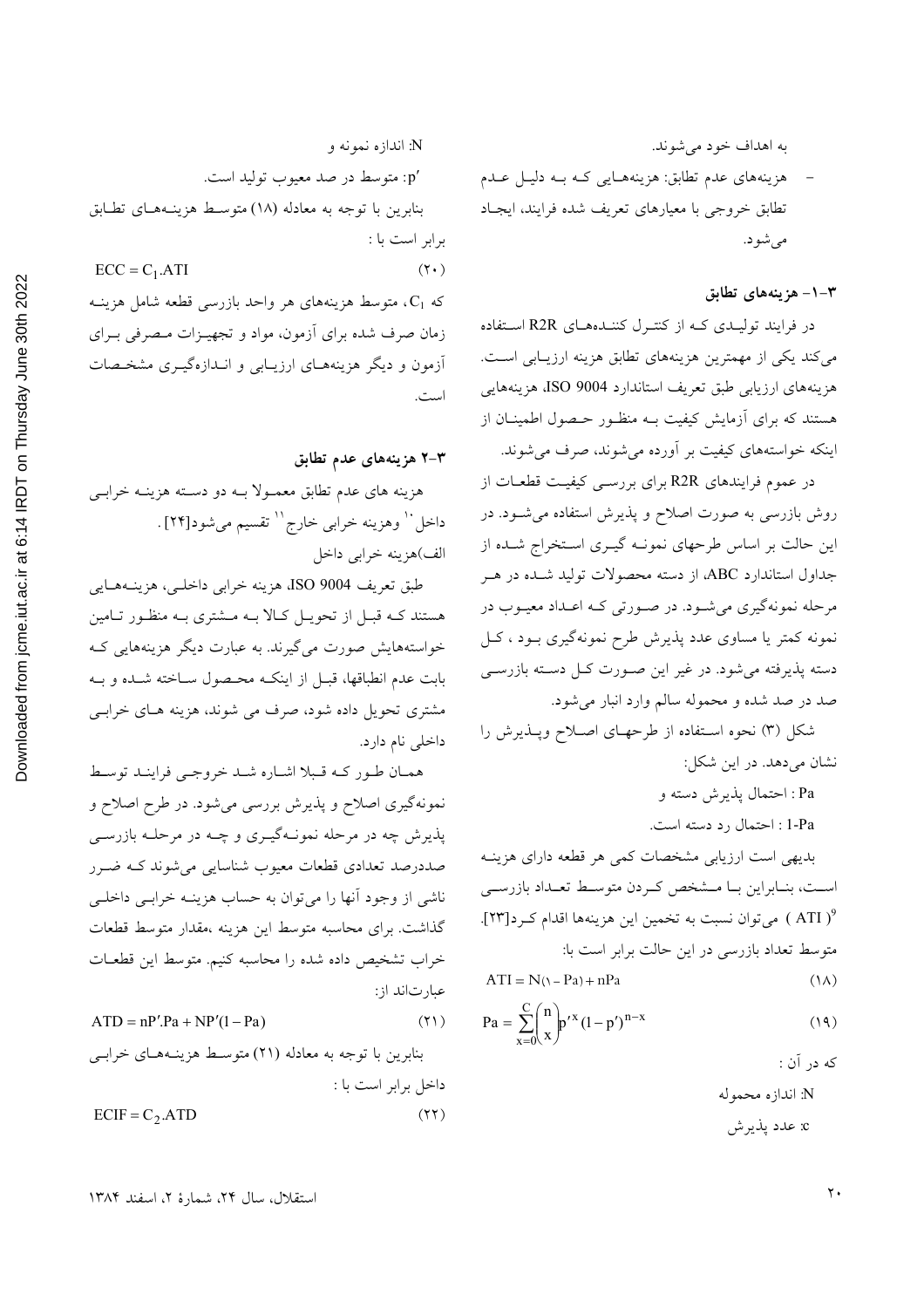به اهداف خود می‌شوند.

- هزینه‌های عدم تطابق: هزینه‌هایی که به دلیل عدم تطابق خروجی با معیارهای تعریف شده فرایند، ایجاد می‌شود.

### ۳-۱- هزینه‌های تطابق

در فرایند تولیدی که از کنترل کننده‌های R2R استفاده می‌کند یکی از مهمترین هزینه‌های تطابق هزینه ارزیابی است. هزینه‌های ارزیابی طبق تعریف استاندارد ISO 9004، هزینه‌هایی هستند که برای آزمایش کیفیت به منظور حصول اطمینان از اینکه خواسته‌های کیفیت بر آورده می‌شوند، صرف می‌شوند.

در عموم فرایندهای R2R برای بررسی کیفیت قطعات از روش بازرسی به صورت اصلاح و پذیرش استفاده می‌شود. در این حالت بر اساس طرحهای نمونه گیری استخراج شده از جداول استاندارد ABC، از دسته محصولات تولید شده در هر مرحله نمونه‌گیری می‌شود. در صورتی که اعداد معیوب در نمونه کمتر یا مساوی عدد پذیرش طرح نمونه‌گیری بود، کل دسته پذیرفته می‌شود. در غیر این صورت کل دسته بازرسی صد در صد شده و محموله سالم وارد انبار می‌شود.

شکل (۳) نحوه استفاده از طرحهای اصلاح وپذیرش را نشان می‌دهد. در این شکل:

Pa : احتمال پذیرش دسته و

1-Pa : احتمال رد دسته است.

بدیهی است ارزیابی مشخصات کمی هر قطعه دارای هزینه است، بنابراین با مشخص کردن متوسط تعداد بازرسی (ATI)[9] می‌توان نسبت به تخمین این هزینه‌ها اقدام کرد[۲۳]. متوسط تعداد بازرسی در این حالت برابر است با:

$$ATI = N(1 - Pa) + nPa \qquad (۱۸)$$

$$Pa = \sum_{x=0}^{C} \binom{n}{x} p'^{x} (1 - p')^{n-x} \qquad (۱۹)$$

که در آن :

N: اندازه محموله

c: عدد پذیرش

N: اندازه نمونه و

$p'$: متوسط در صد معیوب تولید است.

بنابرین با توجه به معادله (۱۸) متوسط هزینه‌های تطابق برابر است با :

$$ECC = C_1.ATI \qquad (۲۰)$$

که $C_1$، متوسط هزینه‌های هر واحد بازرسی قطعه شامل هزینه زمان صرف شده برای آزمون، مواد و تجهیزات مصرفی برای آزمون و دیگر هزینه‌های ارزیابی و اندازه‌گیری مشخصات است.

### ۳-۲ هزینه‌های عدم تطابق

هزینه های عدم تطابق معمولا به دو دسته هزینه خرابی داخل[10] وهزینه خرابی خارج[11] تقسیم می‌شود[۲۴].

الف)هزینه خرابی داخل

طبق تعریف ISO 9004، هزینه خرابی داخلی، هزینه‌هایی هستند که قبل از تحویل کالا به مشتری به منظور تامین خواسته‌هایش صورت می‌گیرند. به عبارت دیگر هزینه‌هایی که بابت عدم انطباقها، قبل از اینکه محصول ساخته شده و به مشتری تحویل داده شود، صرف می شوند، هزینه های خرابی داخلی نام دارد.

همان طور که قبلا اشاره شد خروجی فرایند توسط نمونه‌گیری اصلاح و پذیرش بررسی می‌شود. در طرح اصلاح و پذیرش چه در مرحله نمونه‌گیری و چه در مرحله بازرسی صددرصد تعدادی قطعات معیوب شناسایی می‌شوند که ضرر ناشی از وجود آنها را می‌توان به حساب هزینه خرابی داخلی گذاشت. برای محاسبه متوسط این هزینه ،مقدار متوسط قطعات خراب تشخیص داده شده را محاسبه کنیم. متوسط این قطعات عبارت‌اند از:

$$ATD = nP'.Pa + NP'(1 - Pa) \qquad (۲۱)$$

بنابرین با توجه به معادله (۲۱) متوسط هزینه‌های خرابی داخل برابر است با :

$$ECIF = C_2.ATD \qquad (۲۲)$$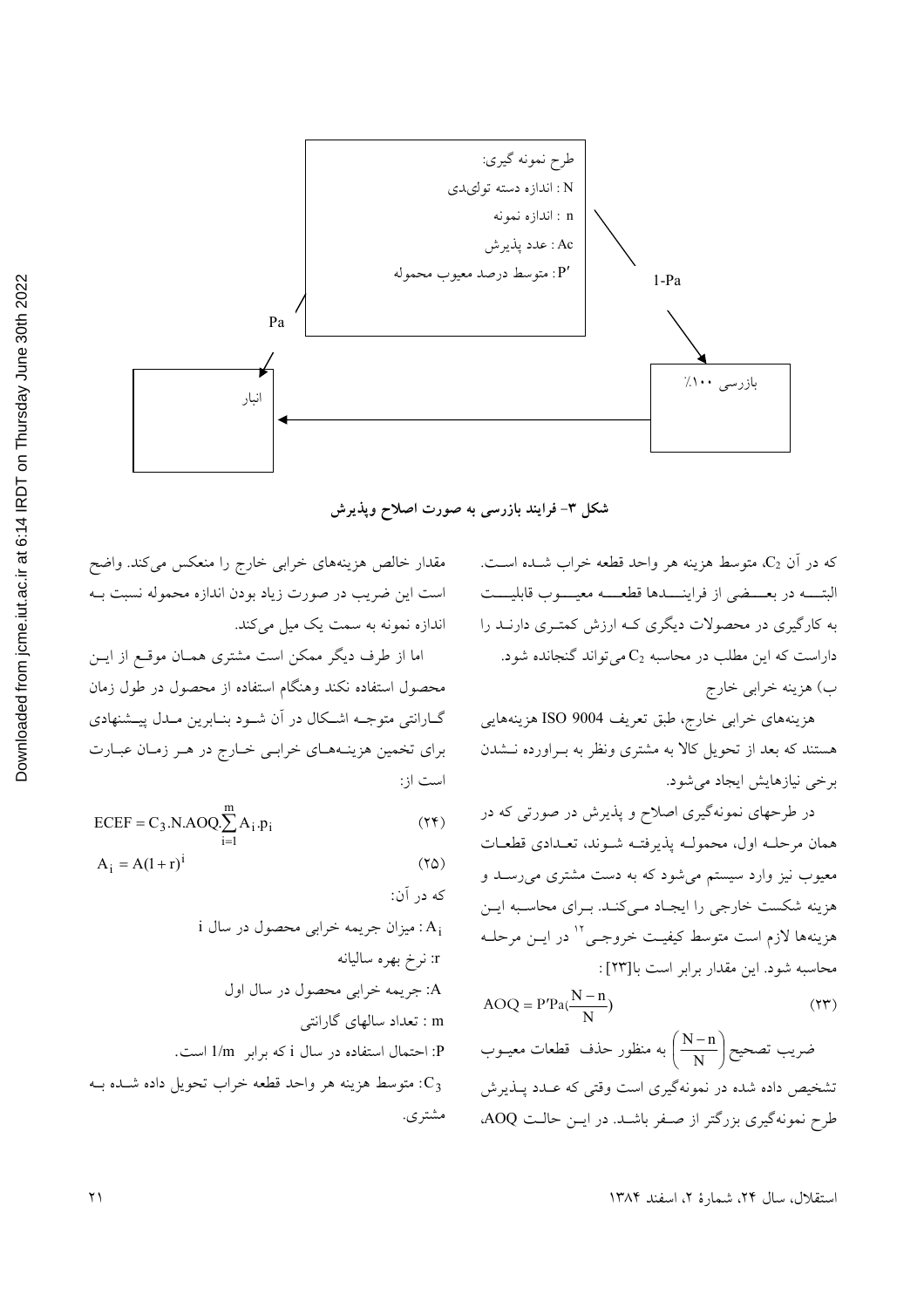طرح نمونه گیری:

N : اندازه دسته تولیدی

n : اندازه نمونه

Ac : عدد پذیرش

P′ : متوسط درصد معیوب محموله

Pa

1-Pa

انبار

بازرسی ۱۰۰٪

**شکل ۳- فرایند بازرسی به صورت اصلاح وپذیرش**

که در آن $C_2$، متوسط هزینه هر واحد قطعه خراب شده است. البته در بعضی از فرایندها قطعه معیوب قابلیت به کارگیری در محصولات دیگری که ارزش کمتری دارند را داراست که این مطلب در محاسبه $C_2$ می‌تواند گنجانده شود.

ب) هزینه خرابی خارج

هزینه‌های خرابی خارج، طبق تعریف ISO 9004 هزینه‌هایی هستند که بعد از تحویل کالا به مشتری ونظر به براورده نشدن برخی نیازهایش ایجاد می‌شود.

در طرحهای نمونه‌گیری اصلاح و پذیرش در صورتی که در همان مرحله اول، محموله پذیرفته شوند، تعدادی قطعات معیوب نیز وارد سیستم می‌شود که به دست مشتری می‌رسد و هزینه شکست خارجی را ایجاد می‌کند. برای محاسبه این هزینه‌ها لازم است متوسط کیفیت خروجی[12] در این مرحله محاسبه شود. این مقدار برابر است با[23]:

$$AOQ = P'Pa\left(\frac{N-n}{N}\right) \qquad (۲۳)$$

ضریب تصحیح $\left(\frac{N-n}{N}\right)$ به منظور حذف قطعات معیوب تشخیص داده شده در نمونه‌گیری است وقتی که عدد پذیرش طرح نمونه‌گیری بزرگتر از صفر باشد. در این حالت AOQ، مقدار خالص هزینه‌های خرابی خارج را منعکس می‌کند. واضح است این ضریب در صورت زیاد بودن اندازه محموله نسبت به اندازه نمونه به سمت یک میل می‌کند.

اما از طرف دیگر ممکن است مشتری همان موقع از این محصول استفاده نکند وهنگام استفاده از محصول در طول زمان گارانتی متوجه اشکال در آن شود بنابرین مدل پیشنهادی برای تخمین هزینه‌های خرابی خارج در هر زمان عبارت است از:

$$ECEF = C_3.N.AOQ.\sum_{i=1}^{m} A_i.p_i \qquad (۲۴)$$

$$A_i = A(1+r)^i \qquad (۲۵)$$

که در آن:

$A_i$ : میزان جریمه خرابی محصول در سال i

r: نرخ بهره سالیانه

A: جریمه خرابی محصول در سال اول

m : تعداد سالهای گارانتی

P: احتمال استفاده در سال i که برابر 1/m است.

$C_3$: متوسط هزینه هر واحد قطعه خراب تحویل داده شده به مشتری.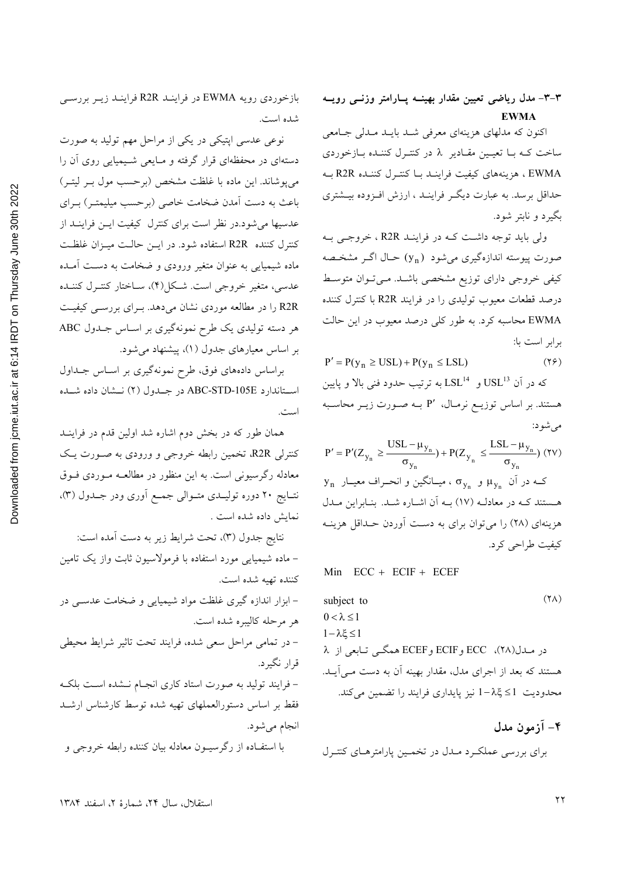## ۳-۳- مدل ریاضی تعیین مقدار بهینه پارامتر وزنی رویه EWMA

اکنون که مدلهای هزینه‌ای معرفی شد باید مدلی جامعی ساخت که با تعیین مقادیر $\lambda$ در کنترل کننده بازخوردی EWMA ، هزینه‌های کیفیت فرایند با کنترل کننده R2R به حداقل برسد. به عبارت دیگر فرایند ، ارزش افزوده بیشتری بگیرد و نابتر شود.

ولی باید توجه داشت که در فرایند R2R ، خروجی به صورت پیوسته اندازه‌گیری می‌شود $(y_n)$ حال اگر مشخصه کیفی خروجی دارای توزیع مشخصی باشد. می‌توان متوسط درصد قطعات معیوب تولیدی را در فرایند R2R با کنترل کننده EWMA محاسبه کرد. به طور کلی درصد معیوب در این حالت برابر است با:

$$P' = P(y_n \geq USL) + P(y_n \leq LSL) \qquad (۲۶)$$

که در آن USL[13] و LSL[14] به ترتیب حدود فنی بالا و پایین هستند. بر اساس توزیع نرمال، $P'$ به صورت زیر محاسبه می‌شود:

$$P' = P'(Z_{y_n} \geq \frac{USL - \mu_{y_n}}{\sigma_{y_n}}) + P(Z_{y_n} \leq \frac{LSL - \mu_{y_n}}{\sigma_{y_n}}) \qquad (۲۷)$$

که در آن $\mu_{y_n}$ و $\sigma_{y_n}$ ، میانگین و انحراف معیار $y_n$ هستند که در معادله (۱۷) به آن اشاره شد. بنابراین مدل هزینه‌ای (۲۸) را می‌توان برای به دست آوردن حداقل هزینه کیفیت طراحی کرد.

$$\text{Min} \quad ECC + ECIF + ECEF$$

$$\text{subject to} \qquad (۲۸)$$

$$0 < \lambda \leq 1$$

$$1 - \lambda\xi \leq 1$$

در مدل(۲۸)، ECC و ECIF و ECEF همگی تابعی از $\lambda$ هستند که بعد از اجرای مدل، مقدار بهینه آن به دست می‌آید. محدودیت $1 - \lambda\xi \leq 1$ نیز پایداری فرایند را تضمین می‌کند.

## ۴- آزمون مدل

برای بررسی عملکرد مدل در تخمین پارامترهای کنترل بازخوردی رویه EWMA در فرایند R2R فرایند زیر بررسی شده است.

نوعی عدسی اپتیکی در یکی از مراحل مهم تولید به صورت دسته‌ای در محفظه‌ای قرار گرفته و مایعی شیمیایی روی آن را می‌پوشاند. این ماده با غلظت مشخص (برحسب مول بر لیتر) باعث به دست آمدن ضخامت خاصی (برحسب میلیمتر) برای عدسیها می‌شود.در نظر است برای کنترل کیفیت این فرایند از کنترل کننده R2R استفاده شود. در این حالت میزان غلظت ماده شیمیایی به عنوان متغیر ورودی و ضخامت به دست آمده عدسی، متغیر خروجی است. شکل(۴)، ساختار کنترل کننده R2R را در مطالعه موردی نشان می‌دهد. برای بررسی کیفیت هر دسته تولیدی یک طرح نمونه‌گیری بر اساس جدول ABC بر اساس معیارهای جدول (۱)، پیشنهاد می‌شود.

براساس داده‌های فوق، طرح نمونه‌گیری بر اساس جداول استاندارد ABC-STD-105E در جدول (۲) نشان داده شده است.

همان طور که در بخش دوم اشاره شد اولین قدم در فرایند کنترلی R2R، تخمین رابطه خروجی و ورودی به صورت یک معادله رگرسیونی است. به این منظور در مطالعه موردی فوق نتایج ۲۰ دوره تولیدی متوالی جمع آوری ودر جدول (۳)، نمایش داده شده است .

نتایج جدول (۳)، تحت شرایط زیر به دست آمده است:

- ماده شیمیایی مورد استفاده با فرمولاسیون ثابت واز یک تامین کننده تهیه شده است.
- ابزار اندازه گیری غلظت مواد شیمیایی و ضخامت عدسی در هر مرحله کالیبره شده است.
- در تمامی مراحل سعی شده، فرایند تحت تاثیر شرایط محیطی قرار نگیرد.
- فرایند تولید به صورت استاد کاری انجام نشده است بلکه فقط بر اساس دستورالعملهای تهیه شده توسط کارشناس ارشد انجام می‌شود.

با استفاده از رگرسیون معادله بیان کننده رابطه خروجی و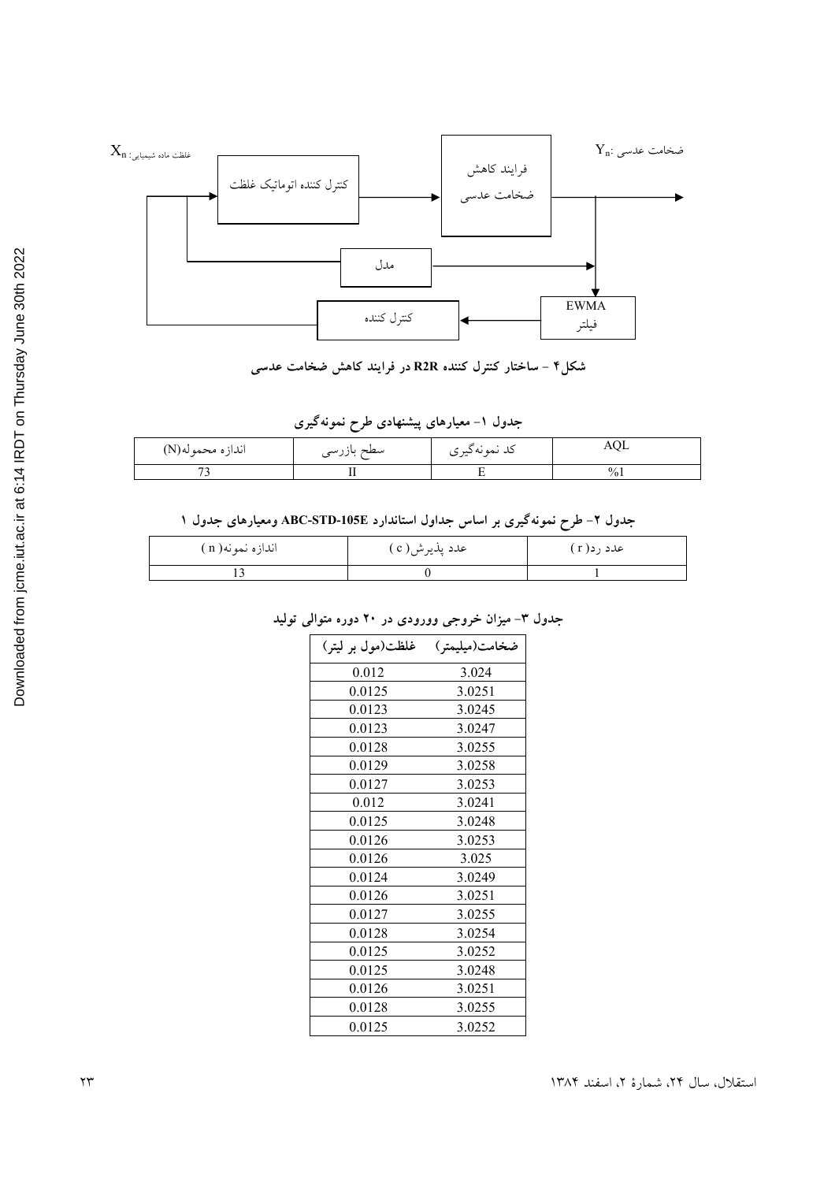$X_n$: غلظت ماده شیمیایی

$Y_n$: ضخامت عدسی

کنترل کننده اتوماتیک غلظت

فرایند کاهش ضخامت عدسی

مدل

EWMA فیلتر

کنترل کننده

**شکل۴ - ساختار کنترل کننده R2R در فرایند کاهش ضخامت عدسی**

**جدول ۱- معیارهای پیشنهادی طرح نمونه‌گیری**

| اندازه محموله(N) | سطح بازرسی | کد نمونه‌گیری | AQL |
|---|---|---|---|
| 73 | II | E | %1 |

**جدول ۲- طرح نمونه‌گیری بر اساس جداول استاندارد ABC-STD-105E ومعیارهای جدول ۱**

| اندازه نمونه( n ) | عدد پذیرش( c ) | عدد رد( r ) |
|---|---|---|
| 13 | 0 | 1 |

**جدول ۳- میزان خروجی وورودی در ۲۰ دوره متوالی تولید**

| غلظت(مول بر لیتر) | ضخامت(میلیمتر) |
|---|---|
| 0.012 | 3.024 |
| 0.0125 | 3.0251 |
| 0.0123 | 3.0245 |
| 0.0123 | 3.0247 |
| 0.0128 | 3.0255 |
| 0.0129 | 3.0258 |
| 0.0127 | 3.0253 |
| 0.012 | 3.0241 |
| 0.0125 | 3.0248 |
| 0.0126 | 3.0253 |
| 0.0126 | 3.025 |
| 0.0124 | 3.0249 |
| 0.0126 | 3.0251 |
| 0.0127 | 3.0255 |
| 0.0128 | 3.0254 |
| 0.0125 | 3.0252 |
| 0.0125 | 3.0248 |
| 0.0126 | 3.0251 |
| 0.0128 | 3.0255 |
| 0.0125 | 3.0252 |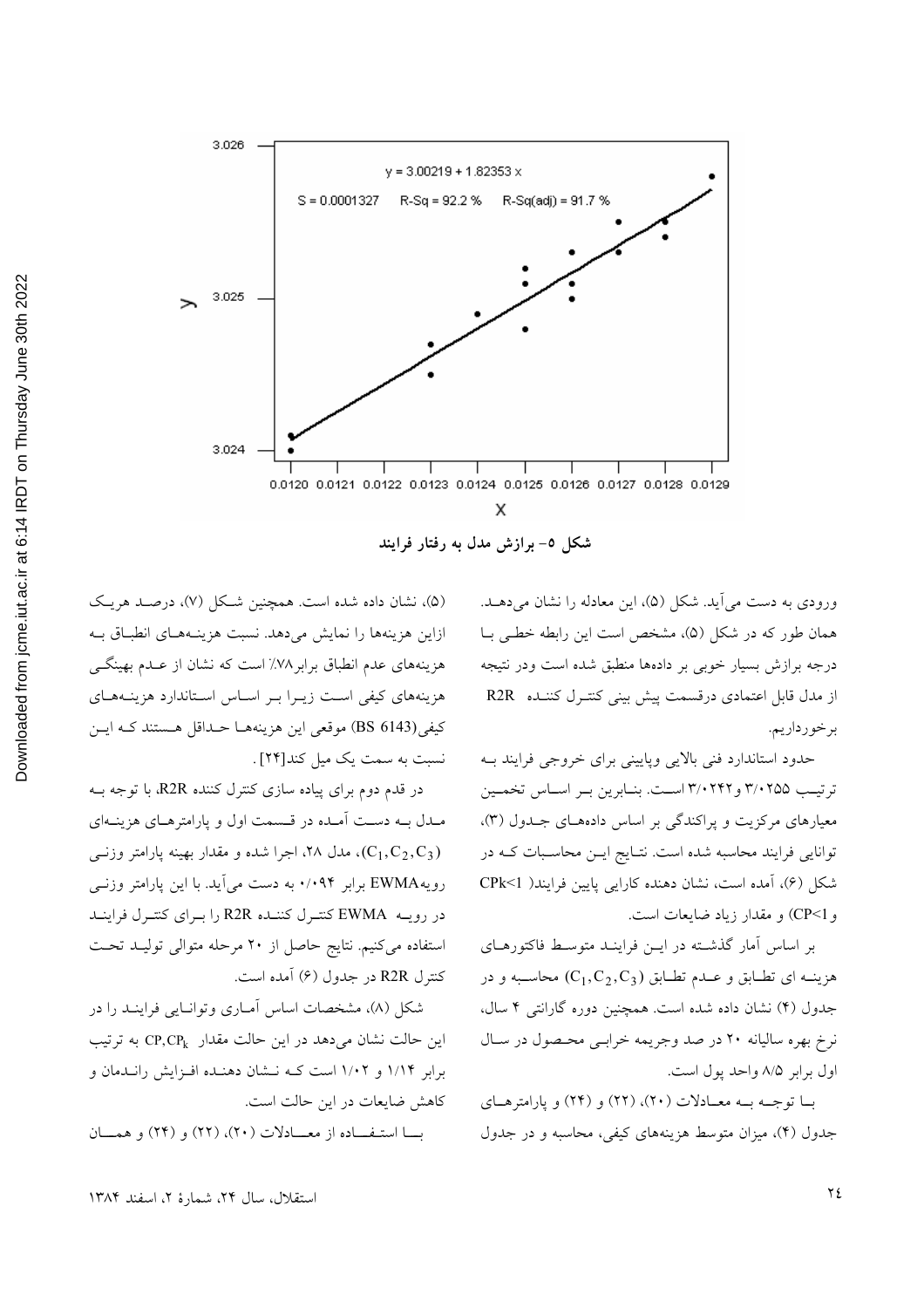y = 3.00219 + 1.82353 x

S = 0.0001327   R-Sq = 92.2 %   R-Sq(adj) = 91.7 %

3.026
3.025
3.024

y

0.0120 0.0121 0.0122 0.0123 0.0124 0.0125 0.0126 0.0127 0.0128 0.0129

X

**شکل ۵- برازش مدل به رفتار فرایند**

ورودی به دست می‌آید. شکل (۵)، این معادله را نشان می‌دهد. همان طور که در شکل (۵)، مشخص است این رابطه خطی با درجه برازش بسیار خوبی بر داده‌ها منطبق شده است ودر نتیجه از مدل قابل اعتمادی درقسمت پیش بینی کنترل کننده R2R برخورداریم.

حدود استاندارد فنی بالایی وپایینی برای خروجی فرایند به ترتیب ۳/۰۲۵۵ و۳/۰۲۴۲ است. بنابرین بر اساس تخمین معیارهای مرکزیت و پراکندگی بر اساس داده‌های جدول (۳)، توانایی فرایند محاسبه شده است. نتایج این محاسبات که در شکل (۶)، آمده است، نشان دهنده کارایی پایین فرایند( CPk<1 و CP<1) و مقدار زیاد ضایعات است.

بر اساس آمار گذشته در این فرایند متوسط فاکتورهای هزینه ای تطابق و عدم تطابق $(C_1,C_2,C_3)$ محاسبه و در جدول (۴) نشان داده شده است. همچنین دوره گارانتی ۴ سال، نرخ بهره سالیانه ۲۰ در صد وجریمه خرابی محصول در سال اول برابر ۸/۵ واحد پول است.

با توجه به معادلات (۲۰)، (۲۲) و (۲۴) و پارامترهای جدول (۴)، میزان متوسط هزینه‌های کیفی، محاسبه و در جدول (۵)، نشان داده شده است. همچنین شکل (۷)، درصد هریک ازاین هزینه‌ها را نمایش می‌دهد. نسبت هزینه‌های انطباق به هزینه‌های عدم انطباق برابر۷۸٪ است که نشان از عدم بهینگی هزینه‌های کیفی است زیرا بر اساس استاندارد هزینه‌های کیفی(BS 6143) موقعی این هزینه‌ها حداقل هستند که این نسبت به سمت یک میل کند[۲۴] .

در قدم دوم برای پیاده سازی کنترل کننده R2R، با توجه به مدل به دست آمده در قسمت اول و پارامترهای هزینه‌ای $(C_1,C_2,C_3)$، مدل ۲۸، اجرا شده و مقدار بهینه پارامتر وزنی رویهEWMA برابر ۰/۰۹۴ به دست می‌آید. با این پارامتر وزنی در رویه EWMA کنترل کننده R2R را برای کنترل فرایند استفاده می‌کنیم. نتایج حاصل از ۲۰ مرحله متوالی تولید تحت کنترل R2R در جدول (۶) آمده است.

شکل (۸)، مشخصات اساس آماری وتوانایی فرایند را در این حالت نشان می‌دهد در این حالت مقدار $CP, CP_k$ به ترتیب برابر ۱/۱۴ و ۱/۰۲ است که نشان دهنده افزایش راندمان و کاهش ضایعات در این حالت است.

با استفاده از معادلات (۲۰)، (۲۲) و (۲۴) و همان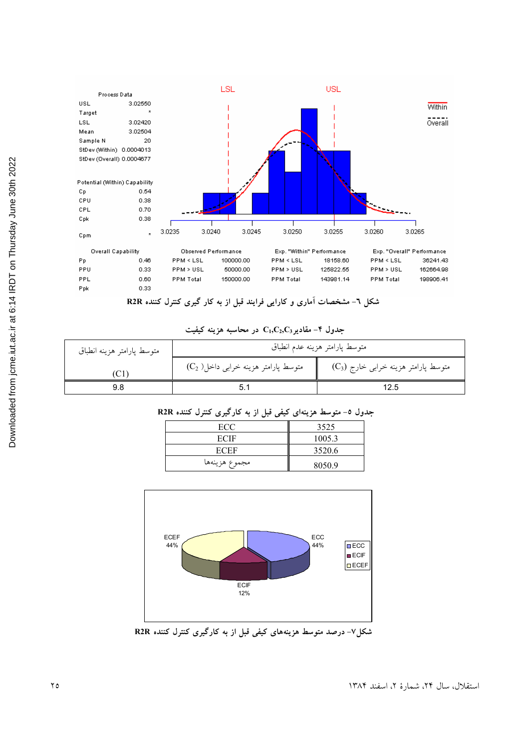Process Data
USL 3.02550
Target *
LSL 3.02420
Mean 3.02504
Sample N 20
StDev (Within) 0.0004013
StDev (Overall) 0.0004677

Potential (Within) Capability
Cp 0.54
CPU 0.38
CPL 0.70
Cpk 0.38
Cpm *

Overall Capability
Pp 0.46
PPU 0.33
PPL 0.60
Ppk 0.33

LSL
USL
Within
Overall

3.0235 3.0240 3.0245 3.0250 3.0255 3.0260 3.0265

Observed Performance
PPM < LSL 100000.00
PPM > USL 50000.00
PPM Total 150000.00

Exp. "Within" Performance
PPM < LSL 18158.60
PPM > USL 125822.55
PPM Total 143981.14

Exp. "Overall" Performance
PPM < LSL 36241.43
PPM > USL 162664.98
PPM Total 198906.41

شکل ٦- مشخصات آماری و کارایی فرایند قبل از به کار گیری کنترل کننده R2R

جدول ۴- مقادیر $C_1, C_2, C_3$ در محاسبه هزینه کیفیت

| متوسط پارامتر هزینه انطباق (C1) | متوسط پارامتر هزینه عدم انطباق | |
|---|---|---|
| | متوسط پارامتر هزینه خرابی داخل ($C_2$) | متوسط پارامتر هزینه خرابی خارج ($C_3$) |
| 9.8 | 5.1 | 12.5 |

جدول ۵- متوسط هزینه‌ای کیفی قبل از به کارگیری کنترل کننده R2R

| | |
|---|---|
| ECC | 3525 |
| ECIF | 1005.3 |
| ECEF | 3520.6 |
| مجموع هزینه‌ها | 8050.9 |

ECEF
44%
ECC
44%
ECIF
12%
ECC
ECIF
ECEF

شکل۷- درصد متوسط هزینه‌های کیفی قبل از به کارگیری کنترل کننده R2R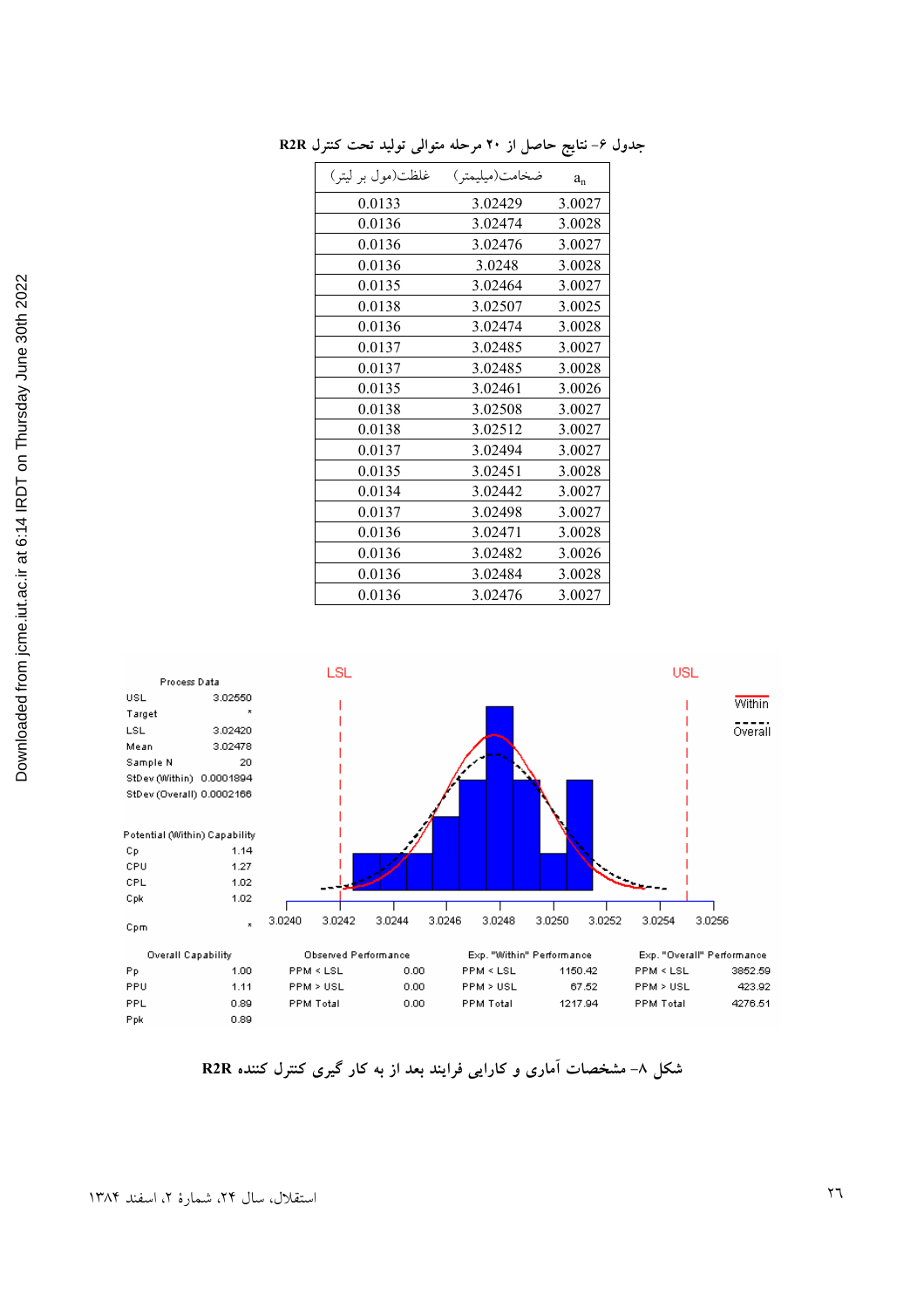جدول ۶- نتایج حاصل از ۲۰ مرحله متوالی تولید تحت کنترل R2R

| غلظت(مول بر لیتر) | ضخامت(میلیمتر) | $a_n$ |
|---|---|---|
| 0.0133 | 3.02429 | 3.0027 |
| 0.0136 | 3.02474 | 3.0028 |
| 0.0136 | 3.02476 | 3.0027 |
| 0.0136 | 3.0248 | 3.0028 |
| 0.0135 | 3.02464 | 3.0027 |
| 0.0138 | 3.02507 | 3.0025 |
| 0.0136 | 3.02474 | 3.0028 |
| 0.0137 | 3.02485 | 3.0027 |
| 0.0137 | 3.02485 | 3.0028 |
| 0.0135 | 3.02461 | 3.0026 |
| 0.0138 | 3.02508 | 3.0027 |
| 0.0138 | 3.02512 | 3.0027 |
| 0.0137 | 3.02494 | 3.0027 |
| 0.0135 | 3.02451 | 3.0028 |
| 0.0134 | 3.02442 | 3.0027 |
| 0.0137 | 3.02498 | 3.0027 |
| 0.0136 | 3.02471 | 3.0028 |
| 0.0136 | 3.02482 | 3.0026 |
| 0.0136 | 3.02484 | 3.0028 |
| 0.0136 | 3.02476 | 3.0027 |

Process Data
USL 3.02550
Target *
LSL 3.02420
Mean 3.02478
Sample N 20
StDev (Within) 0.0001894
StDev (Overall) 0.0002166

Potential (Within) Capability
Cp 1.14
CPU 1.27
CPL 1.02
Cpk 1.02

Cpm *

LSL
USL
Within
Overall

3.0240 3.0242 3.0244 3.0246 3.0248 3.0250 3.0252 3.0254 3.0256

Overall Capability
Pp 1.00
PPU 1.11
PPL 0.89
Ppk 0.89

Observed Performance
PPM < LSL 0.00
PPM > USL 0.00
PPM Total 0.00

Exp. "Within" Performance
PPM < LSL 1150.42
PPM > USL 67.52
PPM Total 1217.94

Exp. "Overall" Performance
PPM < LSL 3852.59
PPM > USL 423.92
PPM Total 4276.51

شکل ۸- مشخصات آماری و کارایی فرایند بعد از به کار گیری کنترل کننده R2R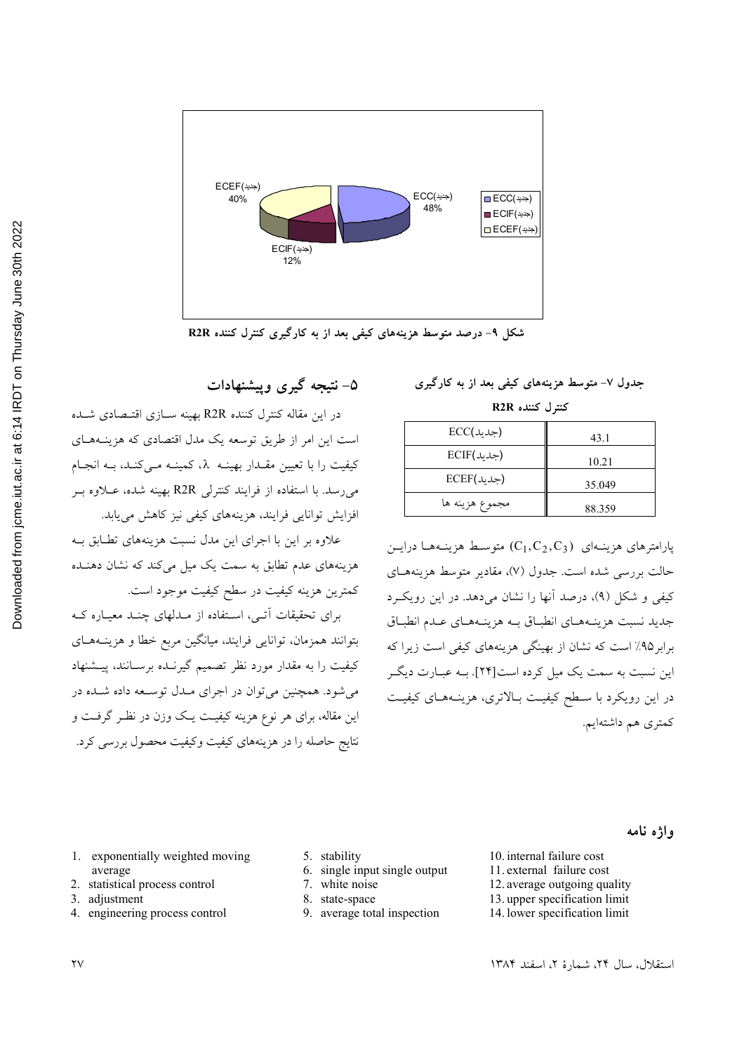ECEF(جدید)
40%

ECC(جدید)
48%

ECIF(جدید)
12%

ECC(جدید)
ECIF(جدید)
ECEF(جدید)

**شکل ۹- درصد متوسط هزینه‌های کیفی بعد از به کارگیری کنترل کننده R2R**

**جدول ۷- متوسط هزینه‌های کیفی بعد از به کارگیری کنترل کننده R2R**

| | |
|---|---|
| ECC(جدید) | 43.1 |
| ECIF(جدید) | 10.21 |
| ECEF(جدید) | 35.049 |
| مجموع هزینه ها | 88.359 |

پارامترهای هزینه‌ای $(C_1, C_2, C_3)$ متوسط هزینه‌ها دراین حالت بررسی شده است. جدول (۷)، مقادیر متوسط هزینه‌های کیفی و شکل (۹)، درصد آنها را نشان می‌دهد. در این رویکرد جدید نسبت هزینه‌های انطباق به هزینه‌های عدم انطباق برابر۹۵٪ است که نشان از بهینگی هزینه‌های کیفی است زیرا که این نسبت به سمت یک میل کرده است[۲۴]. به عبارت دیگر در این رویکرد با سطح کیفیت بالاتری، هزینه‌های کیفیت کمتری هم داشته‌ایم.

## ۵- نتیجه گیری وپیشنهادات

در این مقاله کنترل کننده R2R بهینه سازی اقتصادی شده است این امر از طریق توسعه یک مدل اقتصادی که هزینه‌های کیفیت را با تعیین مقدار بهینه λ، کمینه می‌کند، به انجام می‌رسد. با استفاده از فرایند کنترلی R2R بهینه شده، علاوه بر افزایش توانایی فرایند، هزینه‌های کیفی نیز کاهش می‌یابد.

علاوه بر این با اجرای این مدل نسبت هزینه‌های تطابق به هزینه‌های عدم تطابق به سمت یک میل می‌کند که نشان دهنده کمترین هزینه کیفیت در سطح کیفیت موجود است.

برای تحقیقات آتی، استفاده از مدلهای چند معیاره که بتوانند همزمان، توانایی فرایند، میانگین مربع خطا و هزینه‌های کیفیت را به مقدار مورد نظر تصمیم گیرنده برسانند، پیشنهاد می‌شود. همچنین می‌توان در اجرای مدل توسعه داده شده در این مقاله، برای هر نوع هزینه کیفیت یک وزن در نظر گرفت و نتایج حاصله را در هزینه‌های کیفیت وکیفیت محصول بررسی کرد.

### واژه نامه

1. exponentially weighted moving average
2. statistical process control
3. adjustment
4. engineering process control
5. stability
6. single input single output
7. white noise
8. state-space
9. average total inspection
10. internal failure cost
11. external failure cost
12. average outgoing quality
13. upper specification limit
14. lower specification limit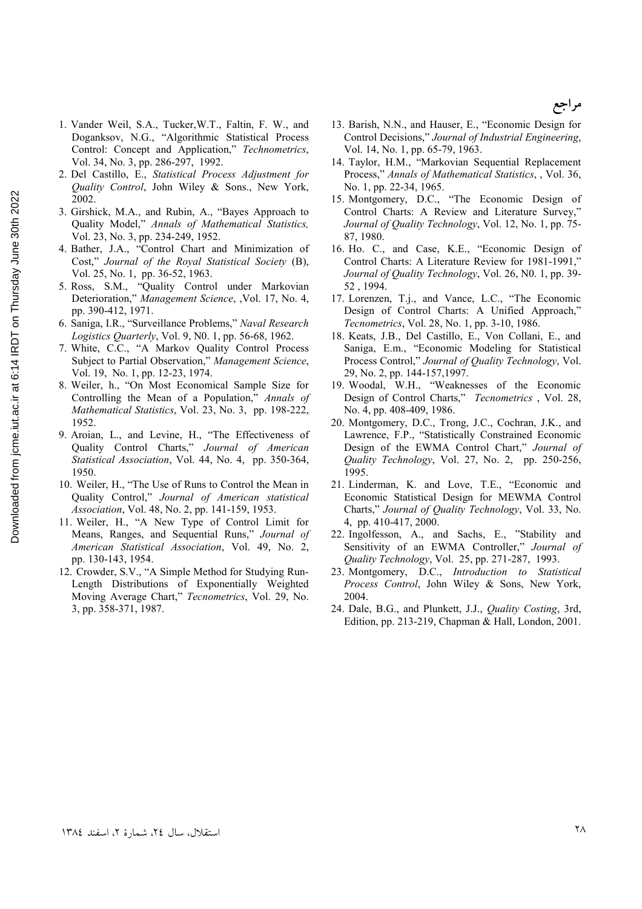## مراجع

1. Vander Weil, S.A., Tucker,W.T., Faltin, F. W., and Doganksov, N.G., "Algorithmic Statistical Process Control: Concept and Application," *Technometrics*, Vol. 34, No. 3, pp. 286-297, 1992.
2. Del Castillo, E., *Statistical Process Adjustment for Quality Control*, John Wiley & Sons., New York, 2002.
3. Girshick, M.A., and Rubin, A., "Bayes Approach to Quality Model," *Annals of Mathematical Statistics,* Vol. 23, No. 3, pp. 234-249, 1952.
4. Bather, J.A., "Control Chart and Minimization of Cost," *Journal of the Royal Statistical Society* (B), Vol. 25, No. 1, pp. 36-52, 1963.
5. Ross, S.M., "Quality Control under Markovian Deterioration," *Management Science*, ,Vol. 17, No. 4, pp. 390-412, 1971.
6. Saniga, I.R., "Surveillance Problems," *Naval Research Logistics Quarterly*, Vol. 9, N0. 1, pp. 56-68, 1962.
7. White, C.C., "A Markov Quality Control Process Subject to Partial Observation," *Management Science*, Vol. 19, No. 1, pp. 12-23, 1974.
8. Weiler, h., "On Most Economical Sample Size for Controlling the Mean of a Population," *Annals of Mathematical Statistics*, Vol. 23, No. 3, pp. 198-222, 1952.
9. Aroian, L., and Levine, H., "The Effectiveness of Quality Control Charts," *Journal of American Statistical Association*, Vol. 44, No. 4, pp. 350-364, 1950.
10. Weiler, H., "The Use of Runs to Control the Mean in Quality Control," *Journal of American statistical Association*, Vol. 48, No. 2, pp. 141-159, 1953.
11. Weiler, H., "A New Type of Control Limit for Means, Ranges, and Sequential Runs," *Journal of American Statistical Association*, Vol. 49, No. 2, pp. 130-143, 1954.
12. Crowder, S.V., "A Simple Method for Studying Run-Length Distributions of Exponentially Weighted Moving Average Chart," *Tecnometrics*, Vol. 29, No. 3, pp. 358-371, 1987.
13. Barish, N.N., and Hauser, E., "Economic Design for Control Decisions," *Journal of Industrial Engineering*, Vol. 14, No. 1, pp. 65-79, 1963.
14. Taylor, H.M., "Markovian Sequential Replacement Process," *Annals of Mathematical Statistics*, , Vol. 36, No. 1, pp. 22-34, 1965.
15. Montgomery, D.C., "The Economic Design of Control Charts: A Review and Literature Survey," *Journal of Quality Technology*, Vol. 12, No. 1, pp. 75-87, 1980.
16. Ho. C., and Case, K.E., "Economic Design of Control Charts: A Literature Review for 1981-1991," *Journal of Quality Technology*, Vol. 26, N0. 1, pp. 39-52 , 1994.
17. Lorenzen, T.j., and Vance, L.C., "The Economic Design of Control Charts: A Unified Approach," *Tecnometrics*, Vol. 28, No. 1, pp. 3-10, 1986.
18. Keats, J.B., Del Castillo, E., Von Collani, E., and Saniga, E.m., "Economic Modeling for Statistical Process Control," *Journal of Quality Technology*, Vol. 29, No. 2, pp. 144-157,1997.
19. Woodal, W.H., "Weaknesses of the Economic Design of Control Charts," *Tecnometrics* , Vol. 28, No. 4, pp. 408-409, 1986.
20. Montgomery, D.C., Trong, J.C., Cochran, J.K., and Lawrence, F.P., "Statistically Constrained Economic Design of the EWMA Control Chart," *Journal of Quality Technology*, Vol. 27, No. 2, pp. 250-256, 1995.
21. Linderman, K. and Love, T.E., "Economic and Economic Statistical Design for MEWMA Control Charts," *Journal of Quality Technology*, Vol. 33, No. 4, pp. 410-417, 2000.
22. Ingolfesson, A., and Sachs, E., "Stability and Sensitivity of an EWMA Controller," *Journal of Quality Technology*, Vol. 25, pp. 271-287, 1993.
23. Montgomery, D.C., *Introduction to Statistical Process Control*, John Wiley & Sons, New York, 2004.
24. Dale, B.G., and Plunkett, J.J., *Quality Costing*, 3rd, Edition, pp. 213-219, Chapman & Hall, London, 2001.